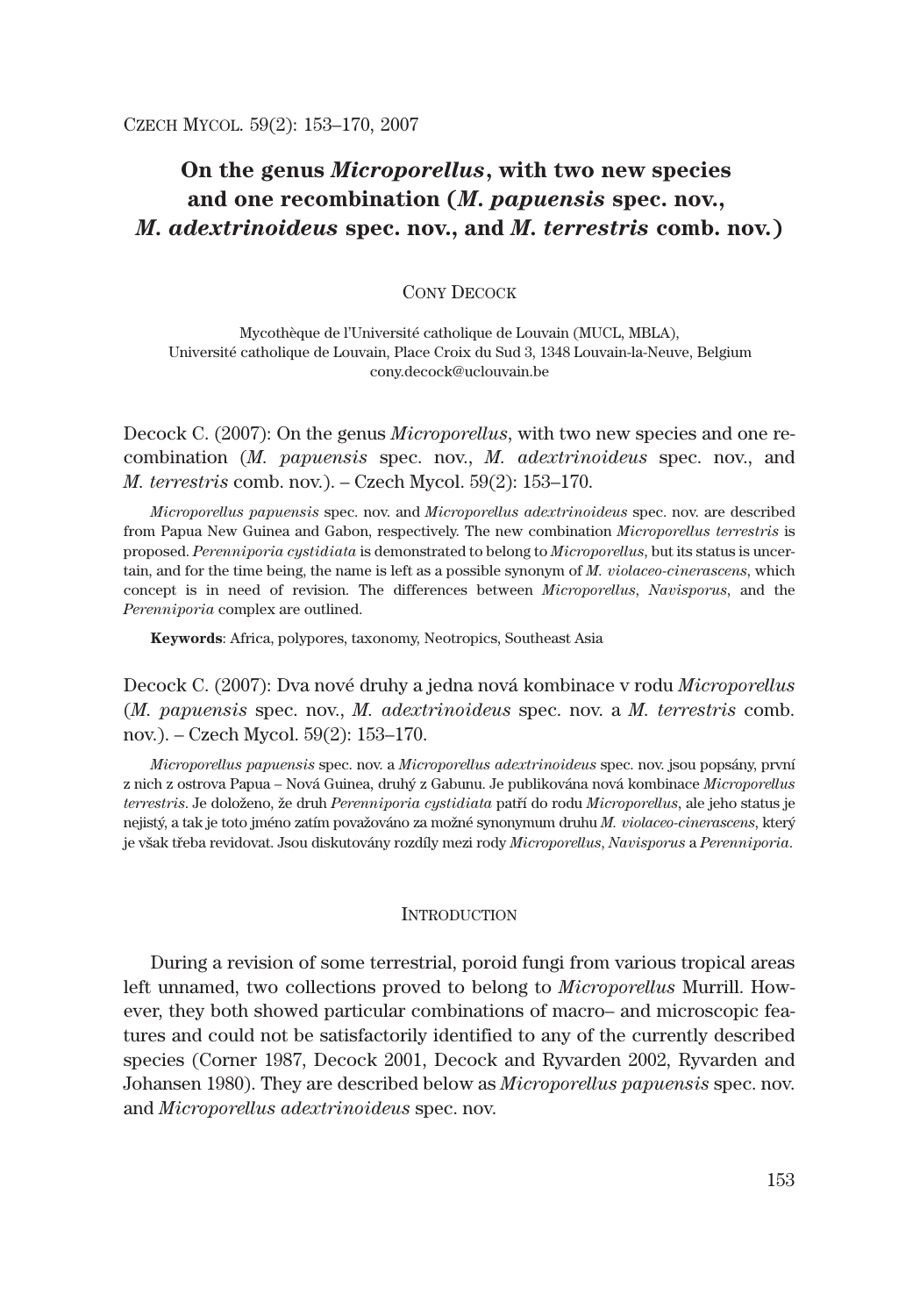# On the genus *Microporellus*, with two new species and one recombination (*M. papuensis* spec. nov., *M. adextrinoideus* spec. nov., and *M. terrestris* comb. nov.)

CONY DECOCK

Mycothèque de l'Université catholique de Louvain (MUCL, MBLA),
Université catholique de Louvain, Place Croix du Sud 3, 1348 Louvain-la-Neuve, Belgium
cony.decock@uclouvain.be

Decock C. (2007): On the genus *Microporellus*, with two new species and one recombination (*M. papuensis* spec. nov., *M. adextrinoideus* spec. nov., and *M. terrestris* comb. nov.). – Czech Mycol. 59(2): 153–170.

*Microporellus papuensis* spec. nov. and *Microporellus adextrinoideus* spec. nov. are described from Papua New Guinea and Gabon, respectively. The new combination *Microporellus terrestris* is proposed. *Perenniporia cystidiata* is demonstrated to belong to *Microporellus*, but its status is uncertain, and for the time being, the name is left as a possible synonym of *M. violaceo-cinerascens*, which concept is in need of revision. The differences between *Microporellus*, *Navisporus*, and the *Perenniporia* complex are outlined.

**Keywords**: Africa, polypores, taxonomy, Neotropics, Southeast Asia

Decock C. (2007): Dva nové druhy a jedna nová kombinace v rodu *Microporellus* (*M. papuensis* spec. nov., *M. adextrinoideus* spec. nov. a *M. terrestris* comb. nov.). – Czech Mycol. 59(2): 153–170.

*Microporellus papuensis* spec. nov. a *Microporellus adextrinoideus* spec. nov. jsou popsány, první z nich z ostrova Papua – Nová Guinea, druhý z Gabunu. Je publikována nová kombinace *Microporellus terrestris*. Je doloženo, že druh *Perenniporia cystidiata* patří do rodu *Microporellus*, ale jeho status je nejistý, a tak je toto jméno zatím považováno za možné synonymum druhu *M. violaceo-cinerascens*, který je však třeba revidovat. Jsou diskutovány rozdíly mezi rody *Microporellus*, *Navisporus* a *Perenniporia*.

## INTRODUCTION

During a revision of some terrestrial, poroid fungi from various tropical areas left unnamed, two collections proved to belong to *Microporellus* Murrill. However, they both showed particular combinations of macro– and microscopic features and could not be satisfactorily identified to any of the currently described species (Corner 1987, Decock 2001, Decock and Ryvarden 2002, Ryvarden and Johansen 1980). They are described below as *Microporellus papuensis* spec. nov. and *Microporellus adextrinoideus* spec. nov.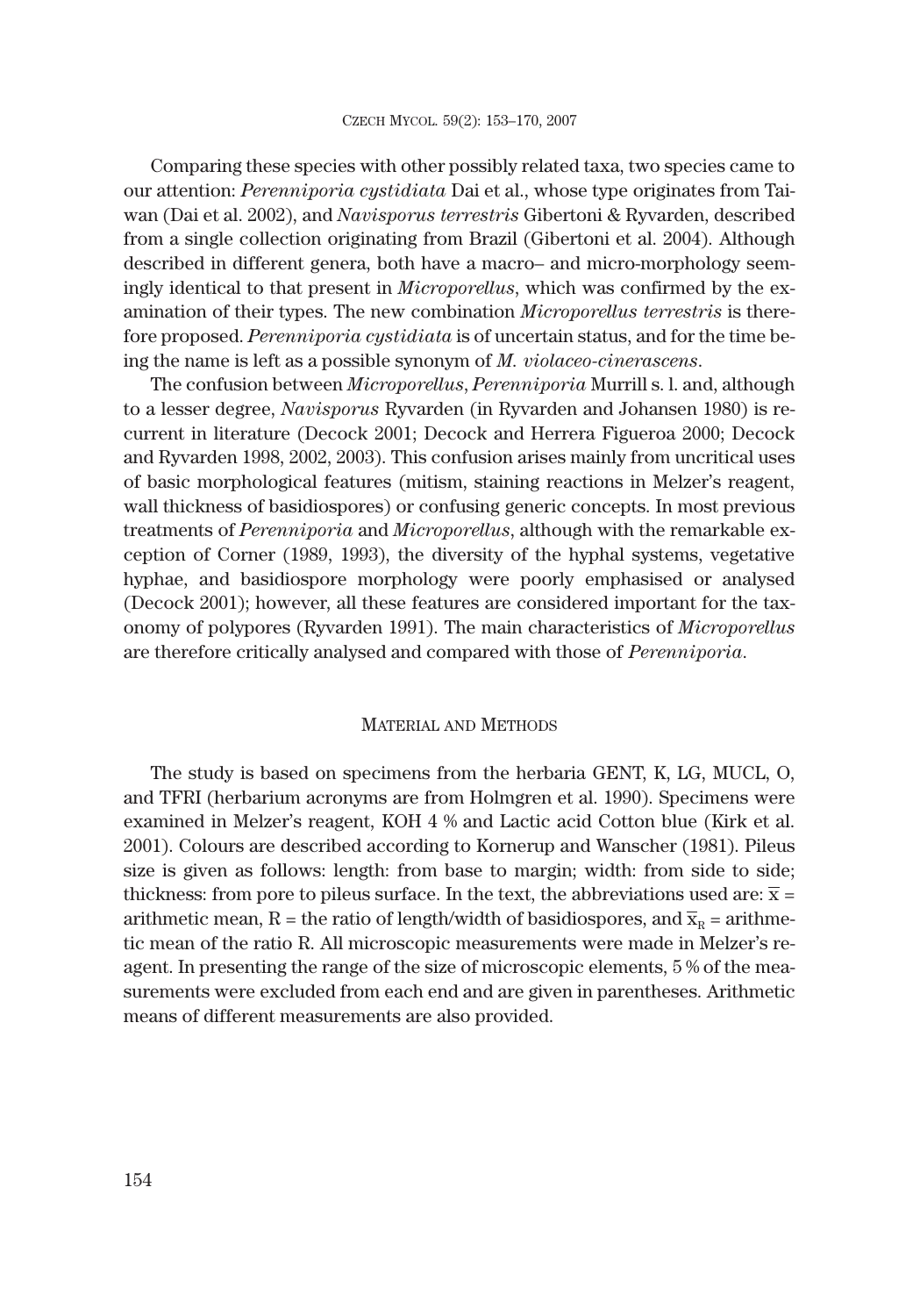Comparing these species with other possibly related taxa, two species came to our attention: *Perenniporia cystidiata* Dai et al., whose type originates from Taiwan (Dai et al. 2002), and *Navisporus terrestris* Gibertoni & Ryvarden, described from a single collection originating from Brazil (Gibertoni et al. 2004). Although described in different genera, both have a macro– and micro-morphology seemingly identical to that present in *Microporellus*, which was confirmed by the examination of their types. The new combination *Microporellus terrestris* is therefore proposed. *Perenniporia cystidiata* is of uncertain status, and for the time being the name is left as a possible synonym of *M. violaceo-cinerascens*.

The confusion between *Microporellus*, *Perenniporia* Murrill s. l. and, although to a lesser degree, *Navisporus* Ryvarden (in Ryvarden and Johansen 1980) is recurrent in literature (Decock 2001; Decock and Herrera Figueroa 2000; Decock and Ryvarden 1998, 2002, 2003). This confusion arises mainly from uncritical uses of basic morphological features (mitism, staining reactions in Melzer's reagent, wall thickness of basidiospores) or confusing generic concepts. In most previous treatments of *Perenniporia* and *Microporellus*, although with the remarkable exception of Corner (1989, 1993), the diversity of the hyphal systems, vegetative hyphae, and basidiospore morphology were poorly emphasised or analysed (Decock 2001); however, all these features are considered important for the taxonomy of polypores (Ryvarden 1991). The main characteristics of *Microporellus* are therefore critically analysed and compared with those of *Perenniporia*.

## Material and Methods

The study is based on specimens from the herbaria GENT, K, LG, MUCL, O, and TFRI (herbarium acronyms are from Holmgren et al. 1990). Specimens were examined in Melzer's reagent, KOH 4 % and Lactic acid Cotton blue (Kirk et al. 2001). Colours are described according to Kornerup and Wanscher (1981). Pileus size is given as follows: length: from base to margin; width: from side to side; thickness: from pore to pileus surface. In the text, the abbreviations used are: $\overline{x}$ = arithmetic mean, R = the ratio of length/width of basidiospores, and $\overline{x}_R$ = arithmetic mean of the ratio R. All microscopic measurements were made in Melzer's reagent. In presenting the range of the size of microscopic elements, 5 % of the measurements were excluded from each end and are given in parentheses. Arithmetic means of different measurements are also provided.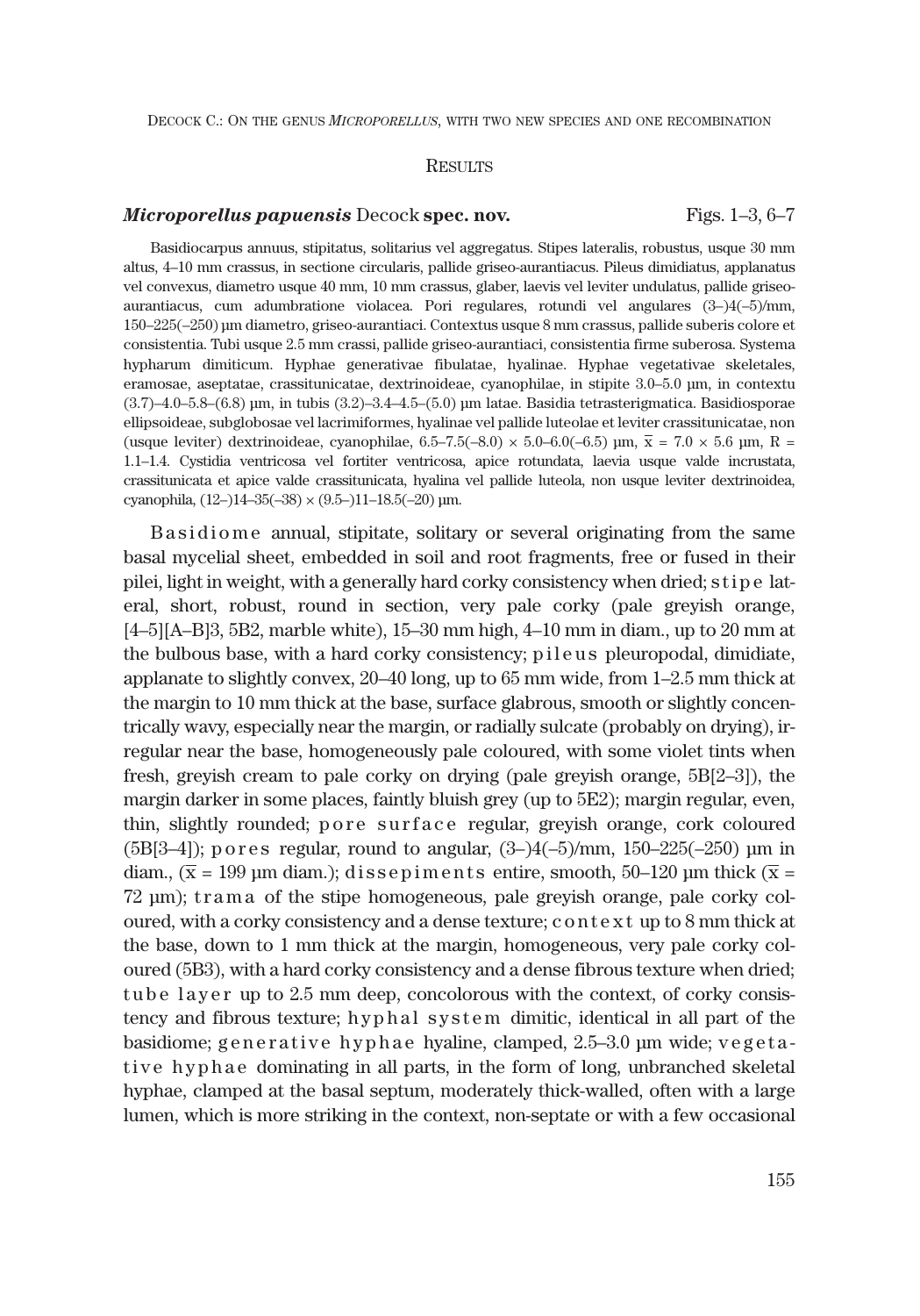## Results

### *Microporellus papuensis* Decock **spec. nov.** Figs. 1–3, 6–7

Basidiocarpus annuus, stipitatus, solitarius vel aggregatus. Stipes lateralis, robustus, usque 30 mm altus, 4–10 mm crassus, in sectione circularis, pallide griseo-aurantiacus. Pileus dimidiatus, applanatus vel convexus, diametro usque 40 mm, 10 mm crassus, glaber, laevis vel leviter undulatus, pallide griseo-aurantiacus, cum adumbratione violacea. Pori regulares, rotundi vel angulares (3–)4(–5)/mm, 150–225(–250) µm diametro, griseo-aurantiaci. Contextus usque 8 mm crassus, pallide suberis colore et consistentia. Tubi usque 2.5 mm crassi, pallide griseo-aurantiaci, consistentia firme suberosa. Systema hypharum dimiticum. Hyphae generativae fibulatae, hyalinae. Hyphae vegetativae skeletales, eramosae, aseptatae, crassitunicatae, dextrinoideae, cyanophilae, in stipite 3.0–5.0 µm, in contextu (3.7)–4.0–5.8–(6.8) µm, in tubis (3.2)–3.4–4.5–(5.0) µm latae. Basidia tetrasterigmatica. Basidiosporae ellipsoideae, subglobosae vel lacrimiformes, hyalinae vel pallide luteolae et leviter crassitunicatae, non (usque leviter) dextrinoideae, cyanophilae, 6.5–7.5(–8.0) × 5.0–6.0(–6.5) µm, $\overline{x}$ = 7.0 × 5.6 µm, R = 1.1–1.4. Cystidia ventricosa vel fortiter ventricosa, apice rotundata, laevia usque valde incrustata, crassitunicata et apice valde crassitunicata, hyalina vel pallide luteola, non usque leviter dextrinoidea, cyanophila, (12–)14–35(–38) × (9.5–)11–18.5(–20) µm.

B a s i d i o m e annual, stipitate, solitary or several originating from the same basal mycelial sheet, embedded in soil and root fragments, free or fused in their pilei, light in weight, with a generally hard corky consistency when dried; s t i p e lateral, short, robust, round in section, very pale corky (pale greyish orange, [4–5][A–B]3, 5B2, marble white), 15–30 mm high, 4–10 mm in diam., up to 20 mm at the bulbous base, with a hard corky consistency; p i l e u s pleuropodal, dimidiate, applanate to slightly convex, 20–40 long, up to 65 mm wide, from 1–2.5 mm thick at the margin to 10 mm thick at the base, surface glabrous, smooth or slightly concentrically wavy, especially near the margin, or radially sulcate (probably on drying), irregular near the base, homogeneously pale coloured, with some violet tints when fresh, greyish cream to pale corky on drying (pale greyish orange, 5B[2–3]), the margin darker in some places, faintly bluish grey (up to 5E2); margin regular, even, thin, slightly rounded; p o r e s u r f a c e regular, greyish orange, cork coloured (5B[3–4]); p o r e s regular, round to angular, (3–)4(–5)/mm, 150–225(–250) µm in diam., ($\overline{x}$ = 199 µm diam.); d i s s e p i m e n t s entire, smooth, 50–120 µm thick ($\overline{x}$ = 72 µm); t r a m a of the stipe homogeneous, pale greyish orange, pale corky coloured, with a corky consistency and a dense texture; c o n t e x t up to 8 mm thick at the base, down to 1 mm thick at the margin, homogeneous, very pale corky coloured (5B3), with a hard corky consistency and a dense fibrous texture when dried; t u b e l a y e r up to 2.5 mm deep, concolorous with the context, of corky consistency and fibrous texture; h y p h a l s y s t e m dimitic, identical in all part of the basidiome; g e n e r a t i v e h y p h a e hyaline, clamped, 2.5–3.0 µm wide; v e g e t a t i v e h y p h a e dominating in all parts, in the form of long, unbranched skeletal hyphae, clamped at the basal septum, moderately thick-walled, often with a large lumen, which is more striking in the context, non-septate or with a few occasional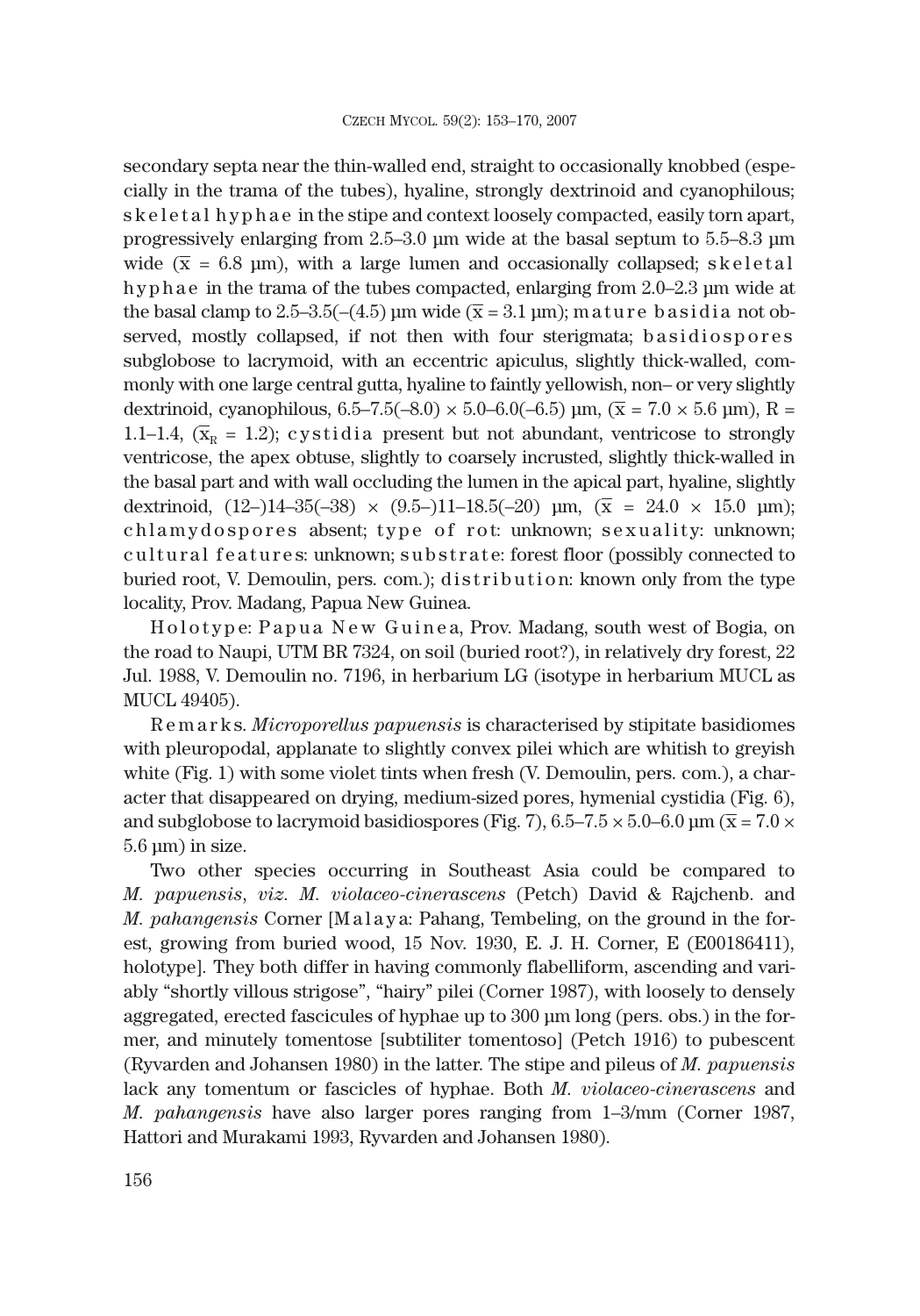secondary septa near the thin-walled end, straight to occasionally knobbed (especially in the trama of the tubes), hyaline, strongly dextrinoid and cyanophilous; s k e l e t a l  h y p h a e in the stipe and context loosely compacted, easily torn apart, progressively enlarging from 2.5–3.0 µm wide at the basal septum to 5.5–8.3 µm wide ($\bar{x}$ = 6.8 µm), with a large lumen and occasionally collapsed; s k e l e t a l  h y p h a e in the trama of the tubes compacted, enlarging from 2.0–2.3 µm wide at the basal clamp to 2.5–3.5(–(4.5) µm wide ($\bar{x}$ = 3.1 µm); m a t u r e  b a s i d i a not observed, mostly collapsed, if not then with four sterigmata; b a s i d i o s p o r e s subglobose to lacrymoid, with an eccentric apiculus, slightly thick-walled, commonly with one large central gutta, hyaline to faintly yellowish, non– or very slightly dextrinoid, cyanophilous, 6.5–7.5(–8.0) × 5.0–6.0(–6.5) µm, ($\bar{x}$ = 7.0 × 5.6 µm), R = 1.1–1.4, ($\bar{x}_R$ = 1.2); c y s t i d i a present but not abundant, ventricose to strongly ventricose, the apex obtuse, slightly to coarsely incrusted, slightly thick-walled in the basal part and with wall occluding the lumen in the apical part, hyaline, slightly dextrinoid, (12–)14–35(–38) × (9.5–)11–18.5(–20) µm, ($\bar{x}$ = 24.0 × 15.0 µm); c h l a m y d o s p o r e s absent; t y p e  o f  r o t: unknown; s e x u a l i t y: unknown; c u l t u r a l  f e a t u r e s: unknown; s u b s t r a t e: forest floor (possibly connected to buried root, V. Demoulin, pers. com.); d i s t r i b u t i o n: known only from the type locality, Prov. Madang, Papua New Guinea.

H o l o t y p e: P a p u a  N e w  G u i n e a, Prov. Madang, south west of Bogia, on the road to Naupi, UTM BR 7324, on soil (buried root?), in relatively dry forest, 22 Jul. 1988, V. Demoulin no. 7196, in herbarium LG (isotype in herbarium MUCL as MUCL 49405).

R e m a r k s. *Microporellus papuensis* is characterised by stipitate basidiomes with pleuropodal, applanate to slightly convex pilei which are whitish to greyish white (Fig. 1) with some violet tints when fresh (V. Demoulin, pers. com.), a character that disappeared on drying, medium-sized pores, hymenial cystidia (Fig. 6), and subglobose to lacrymoid basidiospores (Fig. 7), 6.5–7.5 × 5.0–6.0 µm ($\bar{x}$ = 7.0 × 5.6 µm) in size.

Two other species occurring in Southeast Asia could be compared to *M. papuensis*, *viz. M. violaceo-cinerascens* (Petch) David & Rajchenb. and *M. pahangensis* Corner [M a l a y a: Pahang, Tembeling, on the ground in the forest, growing from buried wood, 15 Nov. 1930, E. J. H. Corner, E (E00186411), holotype]. They both differ in having commonly flabelliform, ascending and variably "shortly villous strigose", "hairy" pilei (Corner 1987), with loosely to densely aggregated, erected fascicules of hyphae up to 300 µm long (pers. obs.) in the former, and minutely tomentose [subtiliter tomentoso] (Petch 1916) to pubescent (Ryvarden and Johansen 1980) in the latter. The stipe and pileus of *M. papuensis* lack any tomentum or fascicles of hyphae. Both *M. violaceo-cinerascens* and *M. pahangensis* have also larger pores ranging from 1–3/mm (Corner 1987, Hattori and Murakami 1993, Ryvarden and Johansen 1980).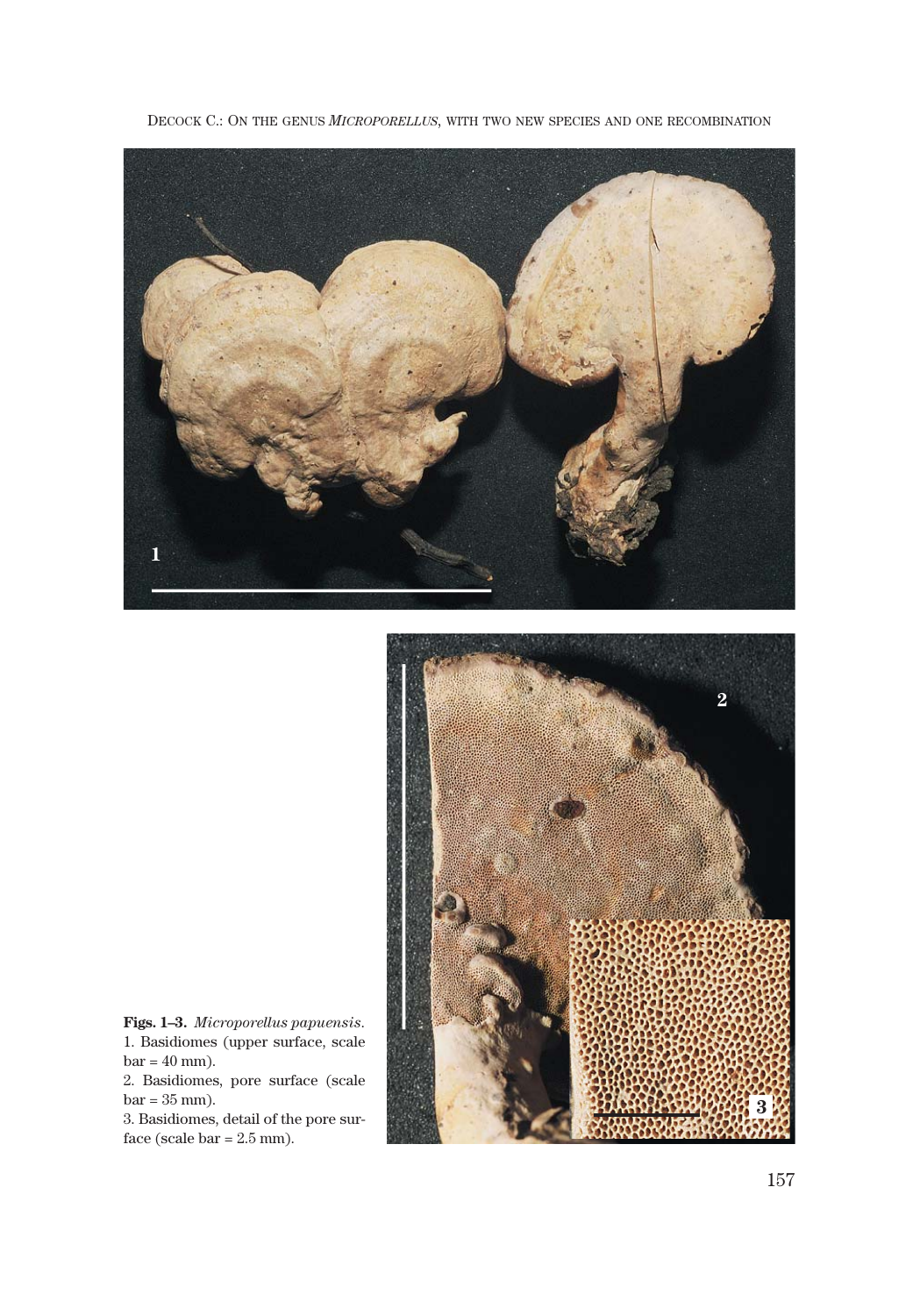**Figs. 1–3.** *Microporellus papuensis*.
1. Basidiomes (upper surface, scale bar = 40 mm).
2. Basidiomes, pore surface (scale bar = 35 mm).
3. Basidiomes, detail of the pore surface (scale bar = 2.5 mm).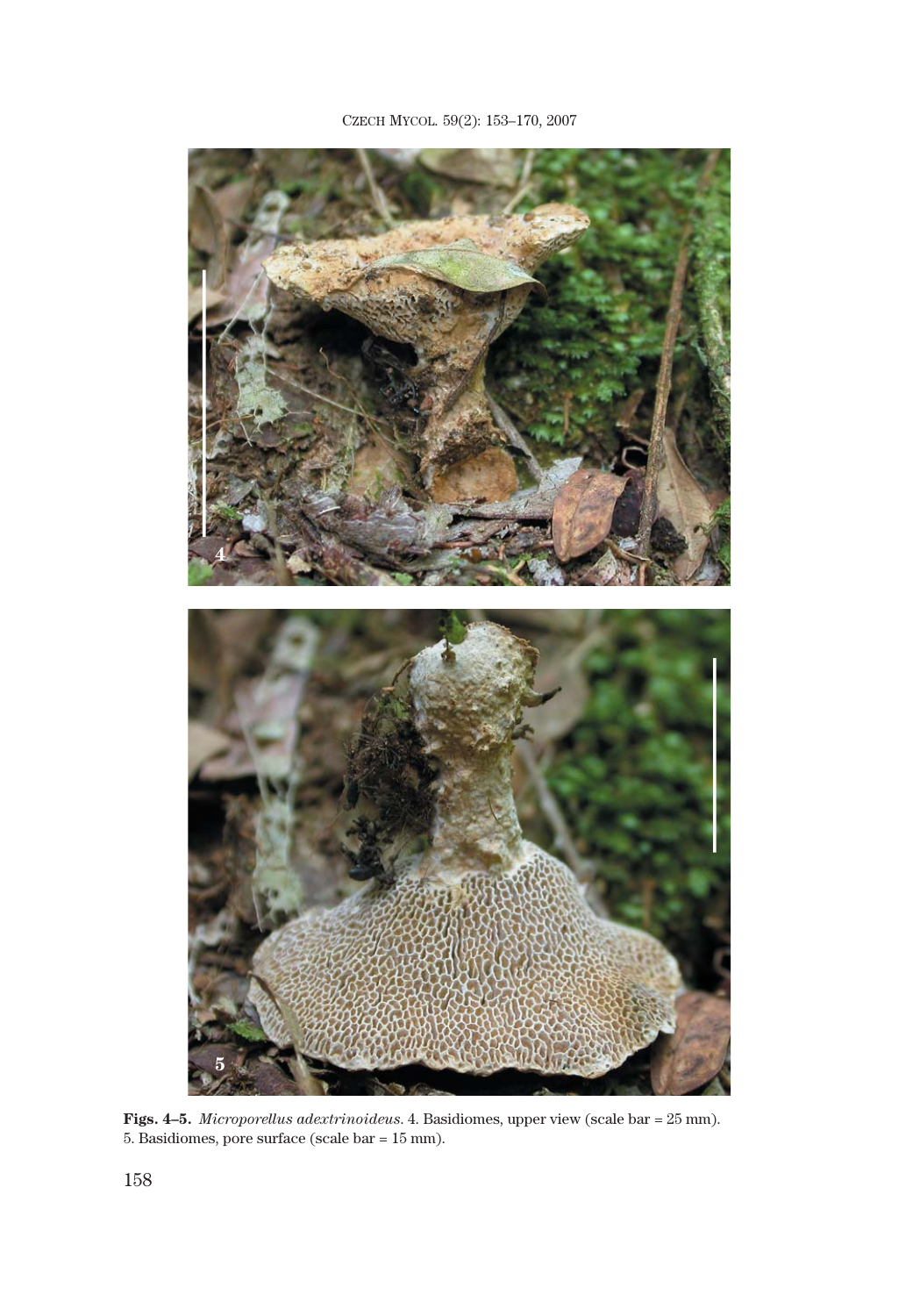**Figs. 4–5.** *Microporellus adextrinoideus*. 4. Basidiomes, upper view (scale bar = 25 mm). 5. Basidiomes, pore surface (scale bar = 15 mm).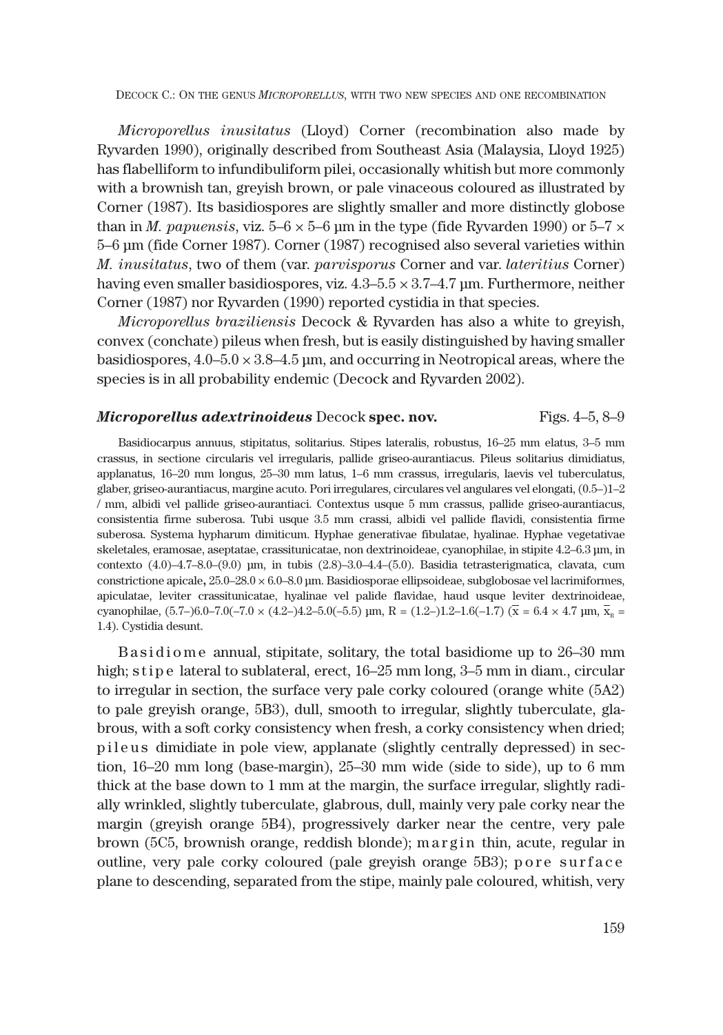*Microporellus inusitatus* (Lloyd) Corner (recombination also made by Ryvarden 1990), originally described from Southeast Asia (Malaysia, Lloyd 1925) has flabelliform to infundibuliform pilei, occasionally whitish but more commonly with a brownish tan, greyish brown, or pale vinaceous coloured as illustrated by Corner (1987). Its basidiospores are slightly smaller and more distinctly globose than in *M. papuensis*, viz. 5–6 × 5–6 µm in the type (fide Ryvarden 1990) or 5–7 × 5–6 µm (fide Corner 1987). Corner (1987) recognised also several varieties within *M. inusitatus*, two of them (var. *parvisporus* Corner and var. *lateritius* Corner) having even smaller basidiospores, viz. 4.3–5.5 × 3.7–4.7 µm. Furthermore, neither Corner (1987) nor Ryvarden (1990) reported cystidia in that species.

*Microporellus braziliensis* Decock & Ryvarden has also a white to greyish, convex (conchate) pileus when fresh, but is easily distinguished by having smaller basidiospores, 4.0–5.0 × 3.8–4.5 µm, and occurring in Neotropical areas, where the species is in all probability endemic (Decock and Ryvarden 2002).

***Microporellus adextrinoideus*** Decock **spec. nov.** Figs. 4–5, 8–9

Basidiocarpus annuus, stipitatus, solitarius. Stipes lateralis, robustus, 16–25 mm elatus, 3–5 mm crassus, in sectione circularis vel irregularis, pallide griseo-aurantiacus. Pileus solitarius dimidiatus, applanatus, 16–20 mm longus, 25–30 mm latus, 1–6 mm crassus, irregularis, laevis vel tuberculatus, glaber, griseo-aurantiacus, margine acuto. Pori irregulares, circulares vel angulares vel elongati, (0.5–)1–2 / mm, albidi vel pallide griseo-aurantiaci. Contextus usque 5 mm crassus, pallide griseo-aurantiacus, consistentia firme suberosa. Tubi usque 3.5 mm crassi, albidi vel pallide flavidi, consistentia firme suberosa. Systema hypharum dimiticum. Hyphae generativae fibulatae, hyalinae. Hyphae vegetativae skeletales, eramosae, aseptatae, crassitunicatae, non dextrinoideae, cyanophilae, in stipite 4.2–6.3 µm, in contexto (4.0)–4.7–8.0–(9.0) µm, in tubis (2.8)–3.0–4.4–(5.0). Basidia tetrasterigmatica, clavata, cum constrictione apicale, 25.0–28.0 × 6.0–8.0 µm. Basidiosporae ellipsoideae, subglobosae vel lacrimiformes, apiculatae, leviter crassitunicatae, hyalinae vel palide flavidae, haud usque leviter dextrinoideae, cyanophilae, (5.7–)6.0–7.0(–7.0 × (4.2–)4.2–5.0(–5.5) µm, R = (1.2–)1.2–1.6(–1.7) ($\overline{x}$ = 6.4 × 4.7 µm, $\overline{x}_R$ = 1.4). Cystidia desunt.

B a s i d i o m e annual, stipitate, solitary, the total basidiome up to 26–30 mm high; s t i p e lateral to sublateral, erect, 16–25 mm long, 3–5 mm in diam., circular to irregular in section, the surface very pale corky coloured (orange white (5A2) to pale greyish orange, 5B3), dull, smooth to irregular, slightly tuberculate, glabrous, with a soft corky consistency when fresh, a corky consistency when dried; p i l e u s dimidiate in pole view, applanate (slightly centrally depressed) in section, 16–20 mm long (base-margin), 25–30 mm wide (side to side), up to 6 mm thick at the base down to 1 mm at the margin, the surface irregular, slightly radially wrinkled, slightly tuberculate, glabrous, dull, mainly very pale corky near the margin (greyish orange 5B4), progressively darker near the centre, very pale brown (5C5, brownish orange, reddish blonde); m a r g i n thin, acute, regular in outline, very pale corky coloured (pale greyish orange 5B3); p o r e s u r f a c e plane to descending, separated from the stipe, mainly pale coloured, whitish, very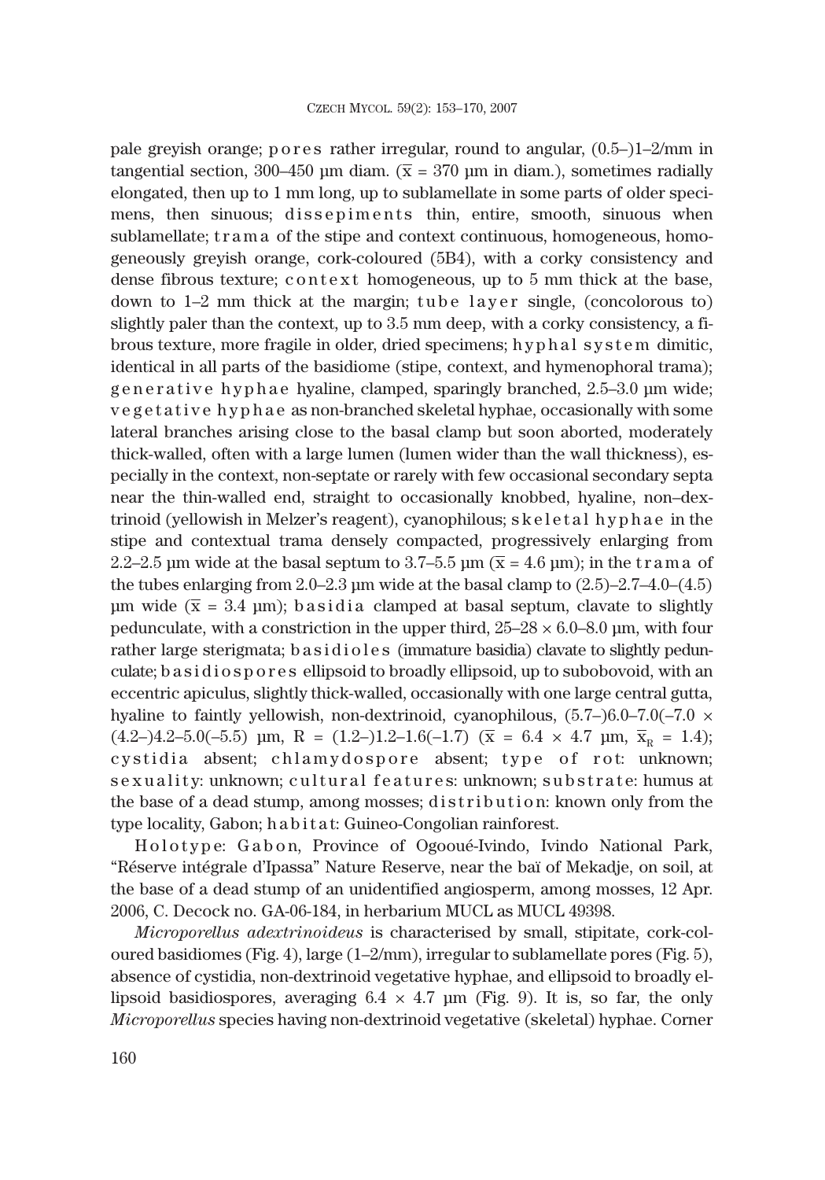pale greyish orange; pores rather irregular, round to angular, (0.5–)1–2/mm in tangential section, 300–450 µm diam. ($\overline{x}$ = 370 µm in diam.), sometimes radially elongated, then up to 1 mm long, up to sublamellate in some parts of older specimens, then sinuous; dissepiments thin, entire, smooth, sinuous when sublamellate; trama of the stipe and context continuous, homogeneous, homogeneously greyish orange, cork-coloured (5B4), with a corky consistency and dense fibrous texture; context homogeneous, up to 5 mm thick at the base, down to 1–2 mm thick at the margin; tube layer single, (concolorous to) slightly paler than the context, up to 3.5 mm deep, with a corky consistency, a fibrous texture, more fragile in older, dried specimens; hyphal system dimitic, identical in all parts of the basidiome (stipe, context, and hymenophoral trama); generative hyphae hyaline, clamped, sparingly branched, 2.5–3.0 µm wide; vegetative hyphae as non-branched skeletal hyphae, occasionally with some lateral branches arising close to the basal clamp but soon aborted, moderately thick-walled, often with a large lumen (lumen wider than the wall thickness), especially in the context, non-septate or rarely with few occasional secondary septa near the thin-walled end, straight to occasionally knobbed, hyaline, non–dextrinoid (yellowish in Melzer's reagent), cyanophilous; skeletal hyphae in the stipe and contextual trama densely compacted, progressively enlarging from 2.2–2.5 µm wide at the basal septum to 3.7–5.5 µm ($\overline{x}$ = 4.6 µm); in the trama of the tubes enlarging from 2.0–2.3 µm wide at the basal clamp to (2.5)–2.7–4.0–(4.5) µm wide ($\overline{x}$ = 3.4 µm); basidia clamped at basal septum, clavate to slightly pedunculate, with a constriction in the upper third, 25–28 × 6.0–8.0 µm, with four rather large sterigmata; basidioles (immature basidia) clavate to slightly pedunculate; basidiospores ellipsoid to broadly ellipsoid, up to subobovoid, with an eccentric apiculus, slightly thick-walled, occasionally with one large central gutta, hyaline to faintly yellowish, non-dextrinoid, cyanophilous, (5.7–)6.0–7.0(–7.0 × (4.2–)4.2–5.0(–5.5) µm, R = (1.2–)1.2–1.6(–1.7) ($\overline{x}$ = 6.4 × 4.7 µm, $\overline{x}_R$ = 1.4); cystidia absent; chlamydospore absent; type of rot: unknown; sexuality: unknown; cultural features: unknown; substrate: humus at the base of a dead stump, among mosses; distribution: known only from the type locality, Gabon; habitat: Guineo-Congolian rainforest.

Holotype: Gabon, Province of Ogooué-Ivindo, Ivindo National Park, "Réserve intégrale d'Ipassa" Nature Reserve, near the baï of Mekadje, on soil, at the base of a dead stump of an unidentified angiosperm, among mosses, 12 Apr. 2006, C. Decock no. GA-06-184, in herbarium MUCL as MUCL 49398.

*Microporellus adextrinoideus* is characterised by small, stipitate, cork-coloured basidiomes (Fig. 4), large (1–2/mm), irregular to sublamellate pores (Fig. 5), absence of cystidia, non-dextrinoid vegetative hyphae, and ellipsoid to broadly ellipsoid basidiospores, averaging 6.4 × 4.7 µm (Fig. 9). It is, so far, the only *Microporellus* species having non-dextrinoid vegetative (skeletal) hyphae. Corner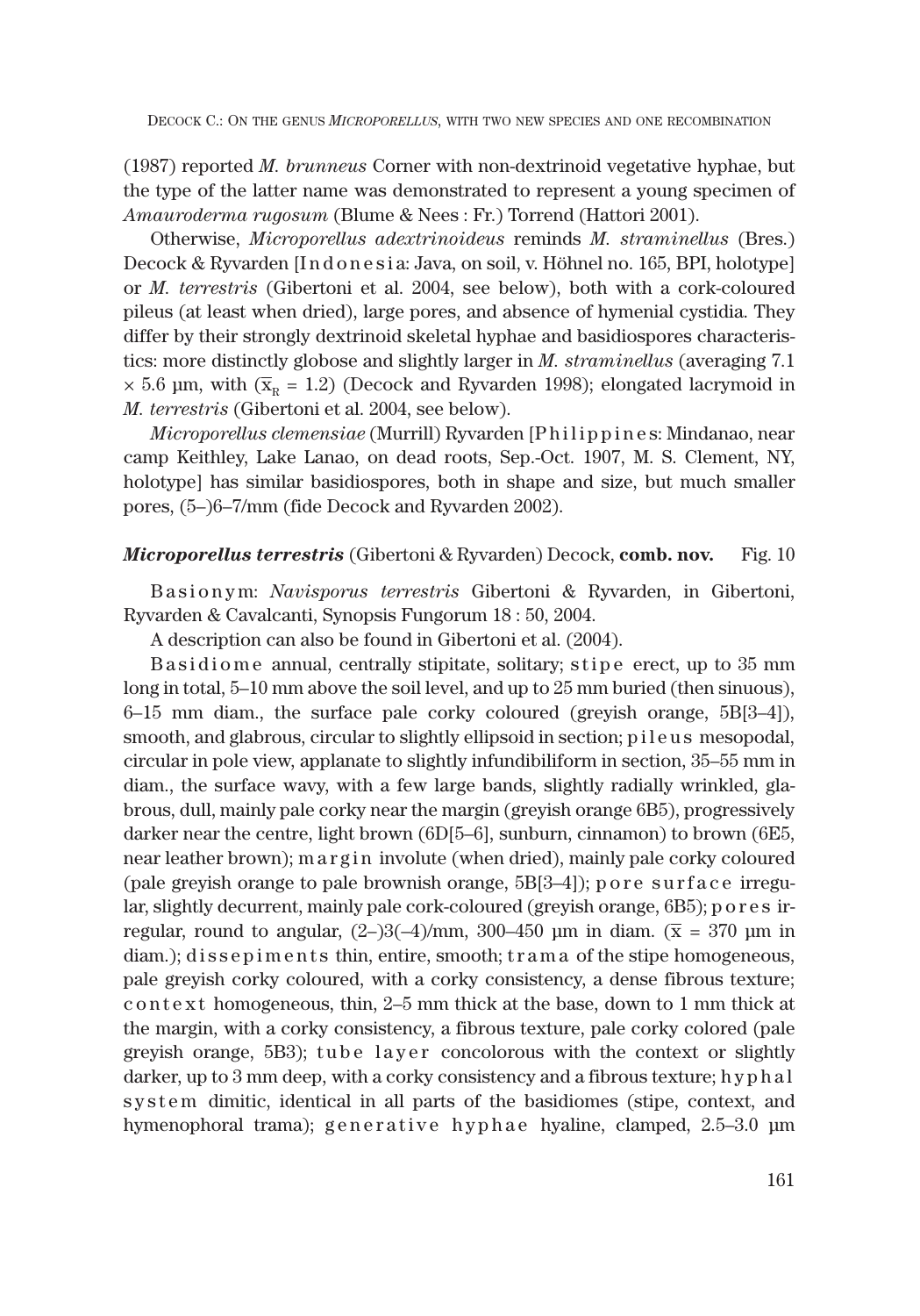(1987) reported *M. brunneus* Corner with non-dextrinoid vegetative hyphae, but the type of the latter name was demonstrated to represent a young specimen of *Amauroderma rugosum* (Blume & Nees : Fr.) Torrend (Hattori 2001).

Otherwise, *Microporellus adextrinoideus* reminds *M. straminellus* (Bres.) Decock & Ryvarden [Indonesia: Java, on soil, v. Höhnel no. 165, BPI, holotype] or *M. terrestris* (Gibertoni et al. 2004, see below), both with a cork-coloured pileus (at least when dried), large pores, and absence of hymenial cystidia. They differ by their strongly dextrinoid skeletal hyphae and basidiospores characteristics: more distinctly globose and slightly larger in *M. straminellus* (averaging 7.1 × 5.6 µm, with ($\overline{x}_R$ = 1.2) (Decock and Ryvarden 1998); elongated lacrymoid in *M. terrestris* (Gibertoni et al. 2004, see below).

*Microporellus clemensiae* (Murrill) Ryvarden [Philippines: Mindanao, near camp Keithley, Lake Lanao, on dead roots, Sep.-Oct. 1907, M. S. Clement, NY, holotype] has similar basidiospores, both in shape and size, but much smaller pores, (5–)6–7/mm (fide Decock and Ryvarden 2002).

***Microporellus terrestris*** (Gibertoni & Ryvarden) Decock, **comb. nov.** Fig. 10

Basionym: *Navisporus terrestris* Gibertoni & Ryvarden, in Gibertoni, Ryvarden & Cavalcanti, Synopsis Fungorum 18 : 50, 2004.

A description can also be found in Gibertoni et al. (2004).

Basidiome annual, centrally stipitate, solitary; stipe erect, up to 35 mm long in total, 5–10 mm above the soil level, and up to 25 mm buried (then sinuous), 6–15 mm diam., the surface pale corky coloured (greyish orange, 5B[3–4]), smooth, and glabrous, circular to slightly ellipsoid in section; pileus mesopodal, circular in pole view, applanate to slightly infundibiliform in section, 35–55 mm in diam., the surface wavy, with a few large bands, slightly radially wrinkled, glabrous, dull, mainly pale corky near the margin (greyish orange 6B5), progressively darker near the centre, light brown (6D[5–6], sunburn, cinnamon) to brown (6E5, near leather brown); margin involute (when dried), mainly pale corky coloured (pale greyish orange to pale brownish orange, 5B[3–4]); pore surface irregular, slightly decurrent, mainly pale cork-coloured (greyish orange, 6B5); pores irregular, round to angular, (2–)3(–4)/mm, 300–450 µm in diam. ($\overline{x}$ = 370 µm in diam.); dissepiments thin, entire, smooth; trama of the stipe homogeneous, pale greyish corky coloured, with a corky consistency, a dense fibrous texture; context homogeneous, thin, 2–5 mm thick at the base, down to 1 mm thick at the margin, with a corky consistency, a fibrous texture, pale corky colored (pale greyish orange, 5B3); tube layer concolorous with the context or slightly darker, up to 3 mm deep, with a corky consistency and a fibrous texture; hyphal system dimitic, identical in all parts of the basidiomes (stipe, context, and hymenophoral trama); generative hyphae hyaline, clamped, 2.5–3.0 µm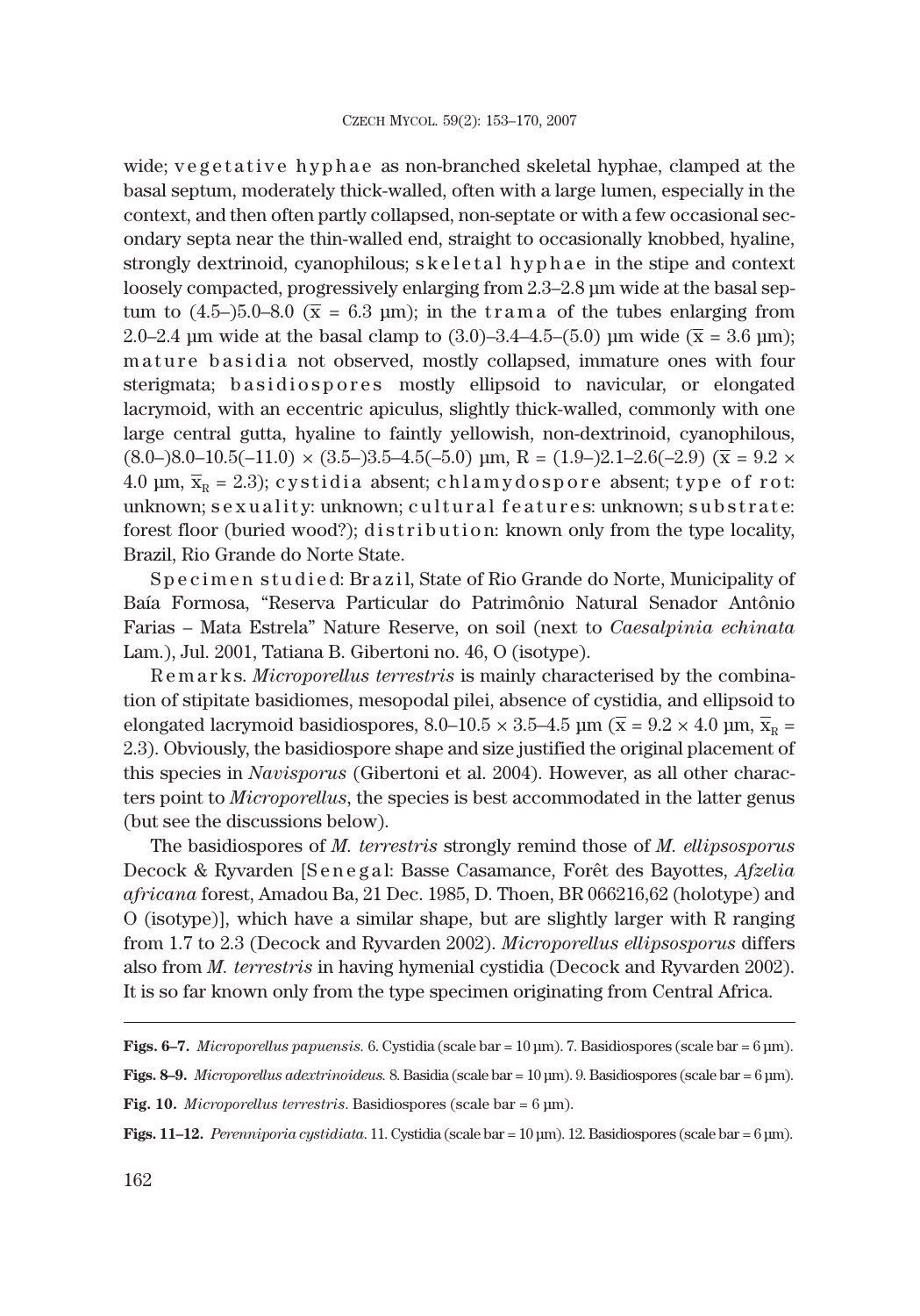wide; vegetative hyphae as non-branched skeletal hyphae, clamped at the basal septum, moderately thick-walled, often with a large lumen, especially in the context, and then often partly collapsed, non-septate or with a few occasional secondary septa near the thin-walled end, straight to occasionally knobbed, hyaline, strongly dextrinoid, cyanophilous; skeletal hyphae in the stipe and context loosely compacted, progressively enlarging from 2.3–2.8 µm wide at the basal septum to (4.5–)5.0–8.0 ($\bar{x}$ = 6.3 µm); in the trama of the tubes enlarging from 2.0–2.4 µm wide at the basal clamp to (3.0)–3.4–4.5–(5.0) µm wide ($\bar{x}$ = 3.6 µm); mature basidia not observed, mostly collapsed, immature ones with four sterigmata; basidiospores mostly ellipsoid to navicular, or elongated lacrymoid, with an eccentric apiculus, slightly thick-walled, commonly with one large central gutta, hyaline to faintly yellowish, non-dextrinoid, cyanophilous, (8.0–)8.0–10.5(–11.0) × (3.5–)3.5–4.5(–5.0) µm, R = (1.9–)2.1–2.6(–2.9) ($\bar{x}$ = 9.2 × 4.0 µm, $\bar{x}_R$ = 2.3); cystidia absent; chlamydospore absent; type of rot: unknown; sexuality: unknown; cultural features: unknown; substrate: forest floor (buried wood?); distribution: known only from the type locality, Brazil, Rio Grande do Norte State.

Specimen studied: Brazil, State of Rio Grande do Norte, Municipality of Baía Formosa, "Reserva Particular do Patrimônio Natural Senador Antônio Farias – Mata Estrela" Nature Reserve, on soil (next to *Caesalpinia echinata* Lam.), Jul. 2001, Tatiana B. Gibertoni no. 46, O (isotype).

Remarks. *Microporellus terrestris* is mainly characterised by the combination of stipitate basidiomes, mesopodal pilei, absence of cystidia, and ellipsoid to elongated lacrymoid basidiospores, 8.0–10.5 × 3.5–4.5 µm ($\bar{x}$ = 9.2 × 4.0 µm, $\bar{x}_R$ = 2.3). Obviously, the basidiospore shape and size justified the original placement of this species in *Navisporus* (Gibertoni et al. 2004). However, as all other characters point to *Microporellus*, the species is best accommodated in the latter genus (but see the discussions below).

The basidiospores of *M. terrestris* strongly remind those of *M. ellipsosporus* Decock & Ryvarden [Senegal: Basse Casamance, Forêt des Bayottes, *Afzelia africana* forest, Amadou Ba, 21 Dec. 1985, D. Thoen, BR 066216,62 (holotype) and O (isotype)], which have a similar shape, but are slightly larger with R ranging from 1.7 to 2.3 (Decock and Ryvarden 2002). *Microporellus ellipsosporus* differs also from *M. terrestris* in having hymenial cystidia (Decock and Ryvarden 2002). It is so far known only from the type specimen originating from Central Africa.

**Figs. 6–7.** *Microporellus papuensis.* 6. Cystidia (scale bar = 10 µm). 7. Basidiospores (scale bar = 6 µm).

**Figs. 8–9.** *Microporellus adextrinoideus.* 8. Basidia (scale bar = 10 µm). 9. Basidiospores (scale bar = 6 µm).

**Fig. 10.** *Microporellus terrestris*. Basidiospores (scale bar = 6 µm).

**Figs. 11–12.** *Perenniporia cystidiata.* 11. Cystidia (scale bar = 10 µm). 12. Basidiospores (scale bar = 6 µm).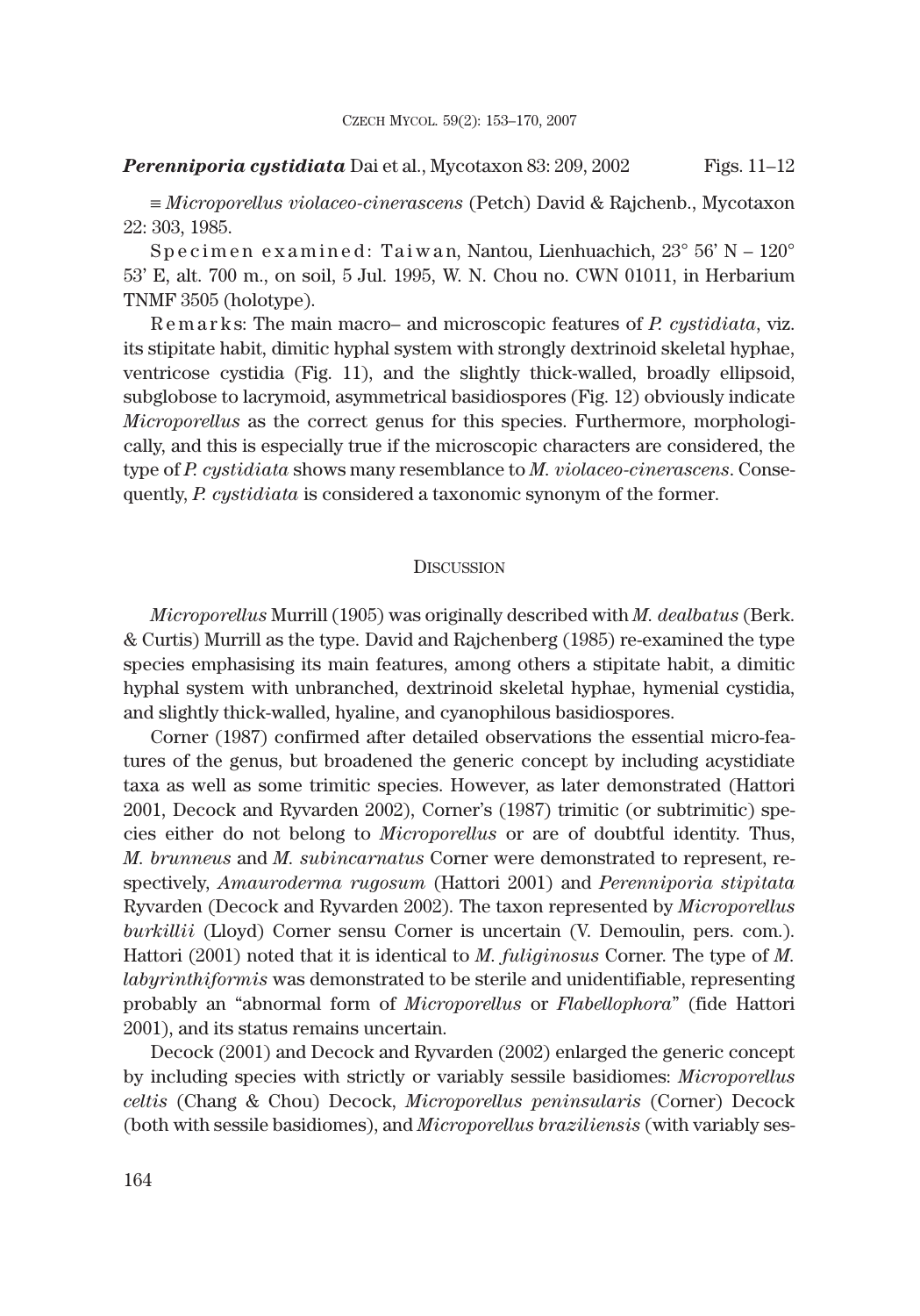***Perenniporia cystidiata*** Dai et al., Mycotaxon 83: 209, 2002 Figs. 11–12

≡ *Microporellus violaceo-cinerascens* (Petch) David & Rajchenb., Mycotaxon 22: 303, 1985.

Specimen examined: Taiwan, Nantou, Lienhuachich, 23° 56' N – 120° 53' E, alt. 700 m., on soil, 5 Jul. 1995, W. N. Chou no. CWN 01011, in Herbarium TNMF 3505 (holotype).

Remarks: The main macro– and microscopic features of *P. cystidiata*, viz. its stipitate habit, dimitic hyphal system with strongly dextrinoid skeletal hyphae, ventricose cystidia (Fig. 11), and the slightly thick-walled, broadly ellipsoid, subglobose to lacrymoid, asymmetrical basidiospores (Fig. 12) obviously indicate *Microporellus* as the correct genus for this species. Furthermore, morphologically, and this is especially true if the microscopic characters are considered, the type of *P. cystidiata* shows many resemblance to *M. violaceo-cinerascens*. Consequently, *P. cystidiata* is considered a taxonomic synonym of the former.

## Discussion

*Microporellus* Murrill (1905) was originally described with *M. dealbatus* (Berk. & Curtis) Murrill as the type. David and Rajchenberg (1985) re-examined the type species emphasising its main features, among others a stipitate habit, a dimitic hyphal system with unbranched, dextrinoid skeletal hyphae, hymenial cystidia, and slightly thick-walled, hyaline, and cyanophilous basidiospores.

Corner (1987) confirmed after detailed observations the essential micro-features of the genus, but broadened the generic concept by including acystidiate taxa as well as some trimitic species. However, as later demonstrated (Hattori 2001, Decock and Ryvarden 2002), Corner's (1987) trimitic (or subtrimitic) species either do not belong to *Microporellus* or are of doubtful identity. Thus, *M. brunneus* and *M. subincarnatus* Corner were demonstrated to represent, respectively, *Amauroderma rugosum* (Hattori 2001) and *Perenniporia stipitata* Ryvarden (Decock and Ryvarden 2002). The taxon represented by *Microporellus burkillii* (Lloyd) Corner sensu Corner is uncertain (V. Demoulin, pers. com.). Hattori (2001) noted that it is identical to *M. fuliginosus* Corner. The type of *M. labyrinthiformis* was demonstrated to be sterile and unidentifiable, representing probably an "abnormal form of *Microporellus* or *Flabellophora*" (fide Hattori 2001), and its status remains uncertain.

Decock (2001) and Decock and Ryvarden (2002) enlarged the generic concept by including species with strictly or variably sessile basidiomes: *Microporellus celtis* (Chang & Chou) Decock, *Microporellus peninsularis* (Corner) Decock (both with sessile basidiomes), and *Microporellus braziliensis* (with variably ses-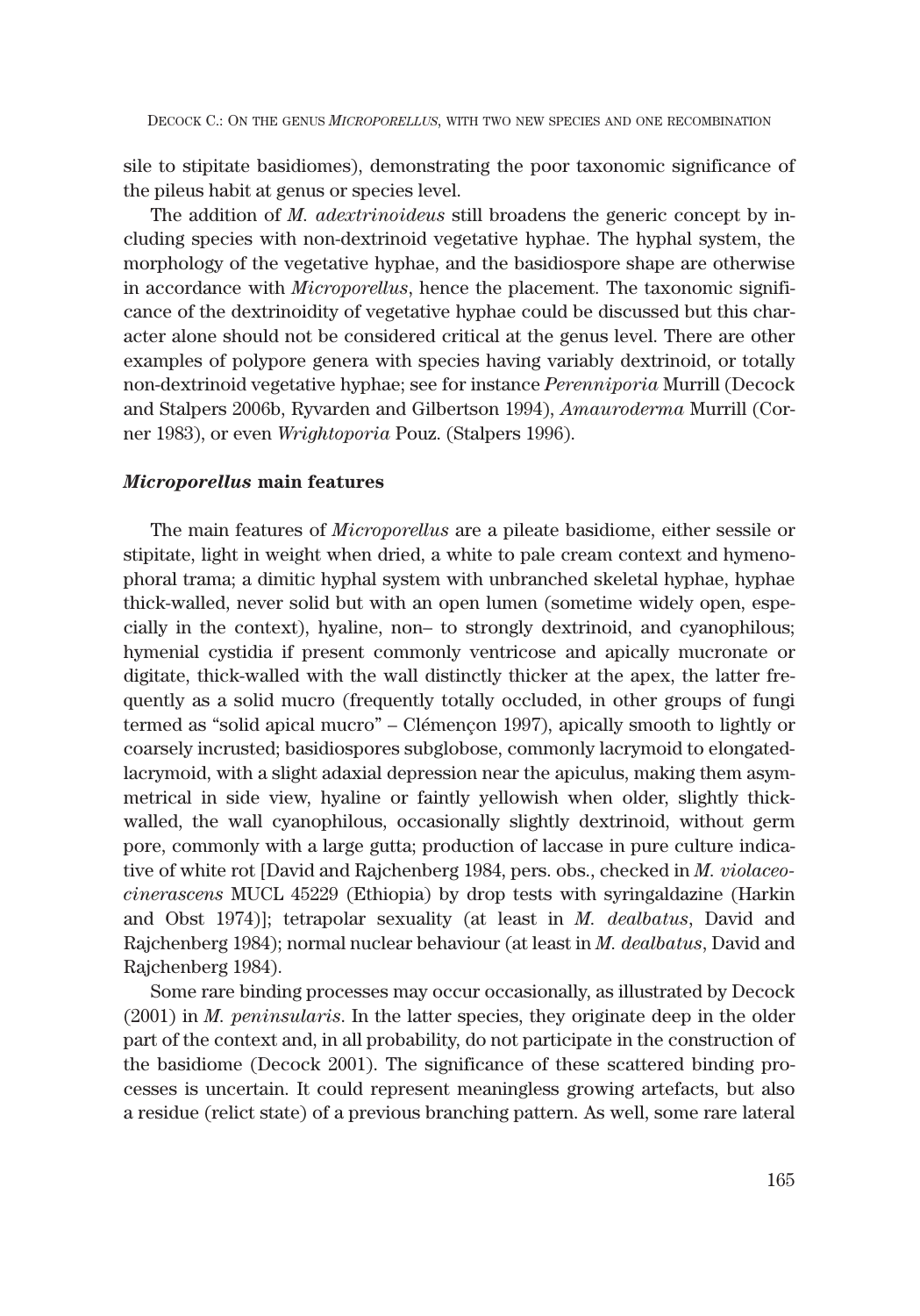sile to stipitate basidiomes), demonstrating the poor taxonomic significance of the pileus habit at genus or species level.

The addition of *M. adextrinoideus* still broadens the generic concept by including species with non-dextrinoid vegetative hyphae. The hyphal system, the morphology of the vegetative hyphae, and the basidiospore shape are otherwise in accordance with *Microporellus*, hence the placement. The taxonomic significance of the dextrinoidity of vegetative hyphae could be discussed but this character alone should not be considered critical at the genus level. There are other examples of polypore genera with species having variably dextrinoid, or totally non-dextrinoid vegetative hyphae; see for instance *Perenniporia* Murrill (Decock and Stalpers 2006b, Ryvarden and Gilbertson 1994), *Amauroderma* Murrill (Corner 1983), or even *Wrightoporia* Pouz. (Stalpers 1996).

### *Microporellus* main features

The main features of *Microporellus* are a pileate basidiome, either sessile or stipitate, light in weight when dried, a white to pale cream context and hymenophoral trama; a dimitic hyphal system with unbranched skeletal hyphae, hyphae thick-walled, never solid but with an open lumen (sometime widely open, especially in the context), hyaline, non– to strongly dextrinoid, and cyanophilous; hymenial cystidia if present commonly ventricose and apically mucronate or digitate, thick-walled with the wall distinctly thicker at the apex, the latter frequently as a solid mucro (frequently totally occluded, in other groups of fungi termed as "solid apical mucro" – Clémençon 1997), apically smooth to lightly or coarsely incrusted; basidiospores subglobose, commonly lacrymoid to elongated-lacrymoid, with a slight adaxial depression near the apiculus, making them asymmetrical in side view, hyaline or faintly yellowish when older, slightly thick-walled, the wall cyanophilous, occasionally slightly dextrinoid, without germ pore, commonly with a large gutta; production of laccase in pure culture indicative of white rot [David and Rajchenberg 1984, pers. obs., checked in *M. violaceo-cinerascens* MUCL 45229 (Ethiopia) by drop tests with syringaldazine (Harkin and Obst 1974)]; tetrapolar sexuality (at least in *M. dealbatus*, David and Rajchenberg 1984); normal nuclear behaviour (at least in *M. dealbatus*, David and Rajchenberg 1984).

Some rare binding processes may occur occasionally, as illustrated by Decock (2001) in *M. peninsularis*. In the latter species, they originate deep in the older part of the context and, in all probability, do not participate in the construction of the basidiome (Decock 2001). The significance of these scattered binding processes is uncertain. It could represent meaningless growing artefacts, but also a residue (relict state) of a previous branching pattern. As well, some rare lateral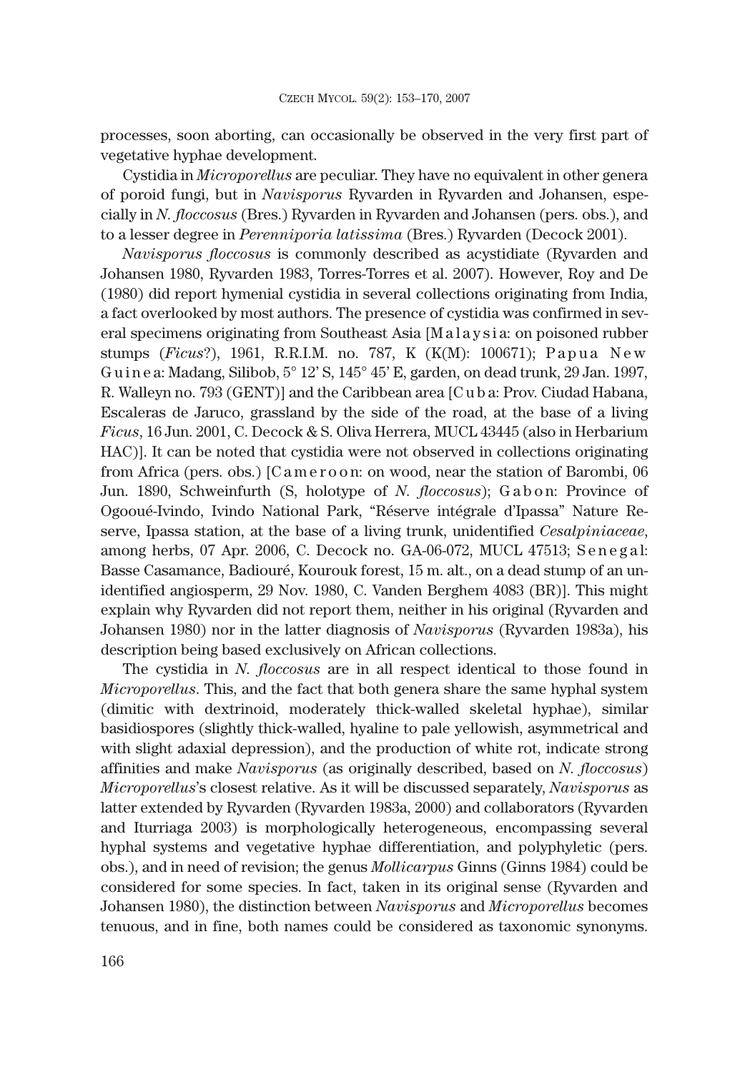processes, soon aborting, can occasionally be observed in the very first part of vegetative hyphae development.

Cystidia in *Microporellus* are peculiar. They have no equivalent in other genera of poroid fungi, but in *Navisporus* Ryvarden in Ryvarden and Johansen, especially in *N. floccosus* (Bres.) Ryvarden in Ryvarden and Johansen (pers. obs.), and to a lesser degree in *Perenniporia latissima* (Bres.) Ryvarden (Decock 2001).

*Navisporus floccosus* is commonly described as acystidiate (Ryvarden and Johansen 1980, Ryvarden 1983, Torres-Torres et al. 2007). However, Roy and De (1980) did report hymenial cystidia in several collections originating from India, a fact overlooked by most authors. The presence of cystidia was confirmed in several specimens originating from Southeast Asia [M a l a y s i a: on poisoned rubber stumps (*Ficus*?), 1961, R.R.I.M. no. 787, K (K(M): 100671); P a p u a N e w G u i n e a: Madang, Silibob, 5° 12' S, 145° 45' E, garden, on dead trunk, 29 Jan. 1997, R. Walleyn no. 793 (GENT)] and the Caribbean area [C u b a: Prov. Ciudad Habana, Escaleras de Jaruco, grassland by the side of the road, at the base of a living *Ficus*, 16 Jun. 2001, C. Decock & S. Oliva Herrera, MUCL 43445 (also in Herbarium HAC)]. It can be noted that cystidia were not observed in collections originating from Africa (pers. obs.) [C a m e r o o n: on wood, near the station of Barombi, 06 Jun. 1890, Schweinfurth (S, holotype of *N. floccosus*); G a b o n: Province of Ogooué-Ivindo, Ivindo National Park, "Réserve intégrale d'Ipassa" Nature Reserve, Ipassa station, at the base of a living trunk, unidentified *Cesalpiniaceae*, among herbs, 07 Apr. 2006, C. Decock no. GA-06-072, MUCL 47513; S e n e g a l: Basse Casamance, Badiouré, Kourouk forest, 15 m. alt., on a dead stump of an unidentified angiosperm, 29 Nov. 1980, C. Vanden Berghem 4083 (BR)]. This might explain why Ryvarden did not report them, neither in his original (Ryvarden and Johansen 1980) nor in the latter diagnosis of *Navisporus* (Ryvarden 1983a), his description being based exclusively on African collections.

The cystidia in *N. floccosus* are in all respect identical to those found in *Microporellus*. This, and the fact that both genera share the same hyphal system (dimitic with dextrinoid, moderately thick-walled skeletal hyphae), similar basidiospores (slightly thick-walled, hyaline to pale yellowish, asymmetrical and with slight adaxial depression), and the production of white rot, indicate strong affinities and make *Navisporus* (as originally described, based on *N. floccosus*) *Microporellus*'s closest relative. As it will be discussed separately, *Navisporus* as latter extended by Ryvarden (Ryvarden 1983a, 2000) and collaborators (Ryvarden and Iturriaga 2003) is morphologically heterogeneous, encompassing several hyphal systems and vegetative hyphae differentiation, and polyphyletic (pers. obs.), and in need of revision; the genus *Mollicarpus* Ginns (Ginns 1984) could be considered for some species. In fact, taken in its original sense (Ryvarden and Johansen 1980), the distinction between *Navisporus* and *Microporellus* becomes tenuous, and in fine, both names could be considered as taxonomic synonyms.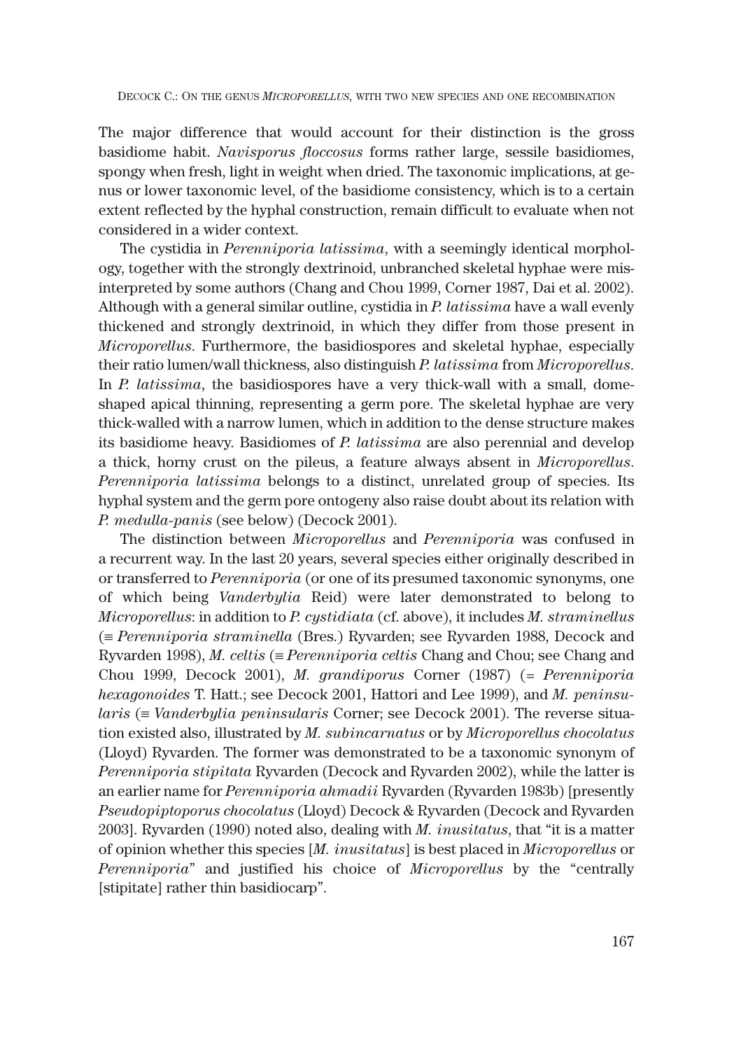The major difference that would account for their distinction is the gross basidiome habit. *Navisporus floccosus* forms rather large, sessile basidiomes, spongy when fresh, light in weight when dried. The taxonomic implications, at genus or lower taxonomic level, of the basidiome consistency, which is to a certain extent reflected by the hyphal construction, remain difficult to evaluate when not considered in a wider context.

The cystidia in *Perenniporia latissima*, with a seemingly identical morphology, together with the strongly dextrinoid, unbranched skeletal hyphae were misinterpreted by some authors (Chang and Chou 1999, Corner 1987, Dai et al. 2002). Although with a general similar outline, cystidia in *P. latissima* have a wall evenly thickened and strongly dextrinoid, in which they differ from those present in *Microporellus*. Furthermore, the basidiospores and skeletal hyphae, especially their ratio lumen/wall thickness, also distinguish *P. latissima* from *Microporellus*. In *P. latissima*, the basidiospores have a very thick-wall with a small, dome-shaped apical thinning, representing a germ pore. The skeletal hyphae are very thick-walled with a narrow lumen, which in addition to the dense structure makes its basidiome heavy. Basidiomes of *P. latissima* are also perennial and develop a thick, horny crust on the pileus, a feature always absent in *Microporellus*. *Perenniporia latissima* belongs to a distinct, unrelated group of species. Its hyphal system and the germ pore ontogeny also raise doubt about its relation with *P. medulla-panis* (see below) (Decock 2001).

The distinction between *Microporellus* and *Perenniporia* was confused in a recurrent way. In the last 20 years, several species either originally described in or transferred to *Perenniporia* (or one of its presumed taxonomic synonyms, one of which being *Vanderbylia* Reid) were later demonstrated to belong to *Microporellus*: in addition to *P. cystidiata* (cf. above), it includes *M. straminellus* (≡ *Perenniporia straminella* (Bres.) Ryvarden; see Ryvarden 1988, Decock and Ryvarden 1998), *M. celtis* (≡ *Perenniporia celtis* Chang and Chou; see Chang and Chou 1999, Decock 2001), *M. grandiporus* Corner (1987) (= *Perenniporia hexagonoides* T. Hatt.; see Decock 2001, Hattori and Lee 1999), and *M. peninsularis* (≡ *Vanderbylia peninsularis* Corner; see Decock 2001). The reverse situation existed also, illustrated by *M. subincarnatus* or by *Microporellus chocolatus* (Lloyd) Ryvarden. The former was demonstrated to be a taxonomic synonym of *Perenniporia stipitata* Ryvarden (Decock and Ryvarden 2002), while the latter is an earlier name for *Perenniporia ahmadii* Ryvarden (Ryvarden 1983b) [presently *Pseudopiptoporus chocolatus* (Lloyd) Decock & Ryvarden (Decock and Ryvarden 2003]. Ryvarden (1990) noted also, dealing with *M. inusitatus*, that "it is a matter of opinion whether this species [*M. inusitatus*] is best placed in *Microporellus* or *Perenniporia*" and justified his choice of *Microporellus* by the "centrally [stipitate] rather thin basidiocarp".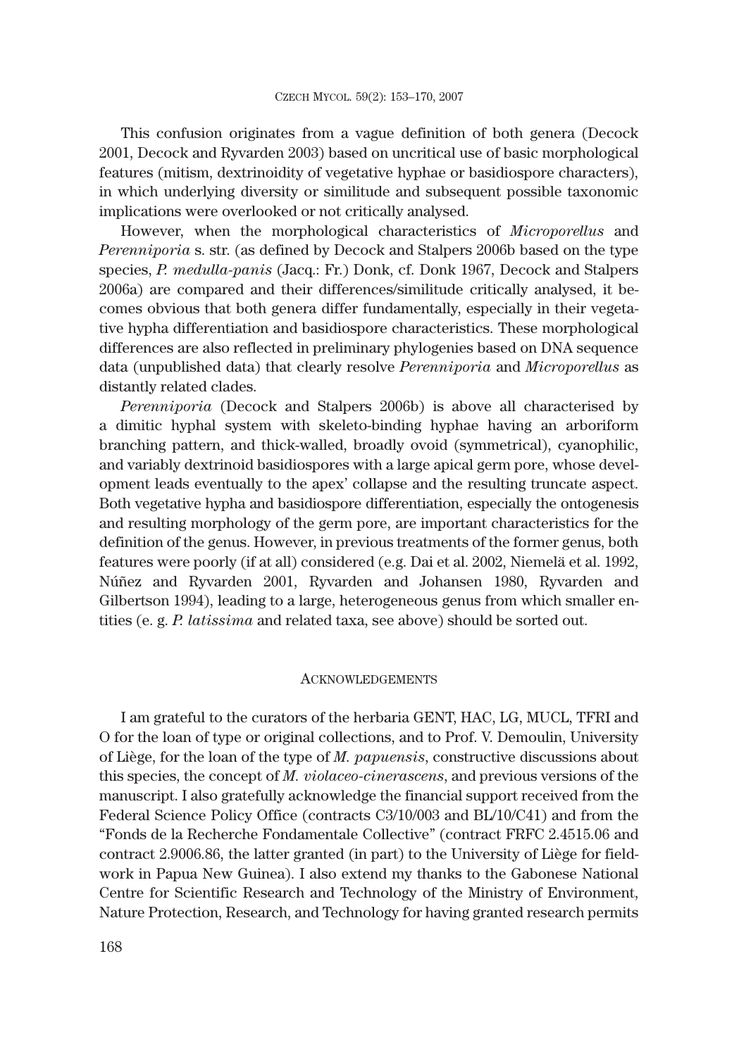This confusion originates from a vague definition of both genera (Decock 2001, Decock and Ryvarden 2003) based on uncritical use of basic morphological features (mitism, dextrinoidity of vegetative hyphae or basidiospore characters), in which underlying diversity or similitude and subsequent possible taxonomic implications were overlooked or not critically analysed.

However, when the morphological characteristics of *Microporellus* and *Perenniporia* s. str. (as defined by Decock and Stalpers 2006b based on the type species, *P. medulla-panis* (Jacq.: Fr.) Donk, cf. Donk 1967, Decock and Stalpers 2006a) are compared and their differences/similitude critically analysed, it becomes obvious that both genera differ fundamentally, especially in their vegetative hypha differentiation and basidiospore characteristics. These morphological differences are also reflected in preliminary phylogenies based on DNA sequence data (unpublished data) that clearly resolve *Perenniporia* and *Microporellus* as distantly related clades.

*Perenniporia* (Decock and Stalpers 2006b) is above all characterised by a dimitic hyphal system with skeleto-binding hyphae having an arboriform branching pattern, and thick-walled, broadly ovoid (symmetrical), cyanophilic, and variably dextrinoid basidiospores with a large apical germ pore, whose development leads eventually to the apex' collapse and the resulting truncate aspect. Both vegetative hypha and basidiospore differentiation, especially the ontogenesis and resulting morphology of the germ pore, are important characteristics for the definition of the genus. However, in previous treatments of the former genus, both features were poorly (if at all) considered (e.g. Dai et al. 2002, Niemelä et al. 1992, Núñez and Ryvarden 2001, Ryvarden and Johansen 1980, Ryvarden and Gilbertson 1994), leading to a large, heterogeneous genus from which smaller entities (e. g. *P. latissima* and related taxa, see above) should be sorted out.

## Acknowledgements

I am grateful to the curators of the herbaria GENT, HAC, LG, MUCL, TFRI and O for the loan of type or original collections, and to Prof. V. Demoulin, University of Liège, for the loan of the type of *M. papuensis*, constructive discussions about this species, the concept of *M. violaceo-cinerascens*, and previous versions of the manuscript. I also gratefully acknowledge the financial support received from the Federal Science Policy Office (contracts C3/10/003 and BL/10/C41) and from the "Fonds de la Recherche Fondamentale Collective" (contract FRFC 2.4515.06 and contract 2.9006.86, the latter granted (in part) to the University of Liège for fieldwork in Papua New Guinea). I also extend my thanks to the Gabonese National Centre for Scientific Research and Technology of the Ministry of Environment, Nature Protection, Research, and Technology for having granted research permits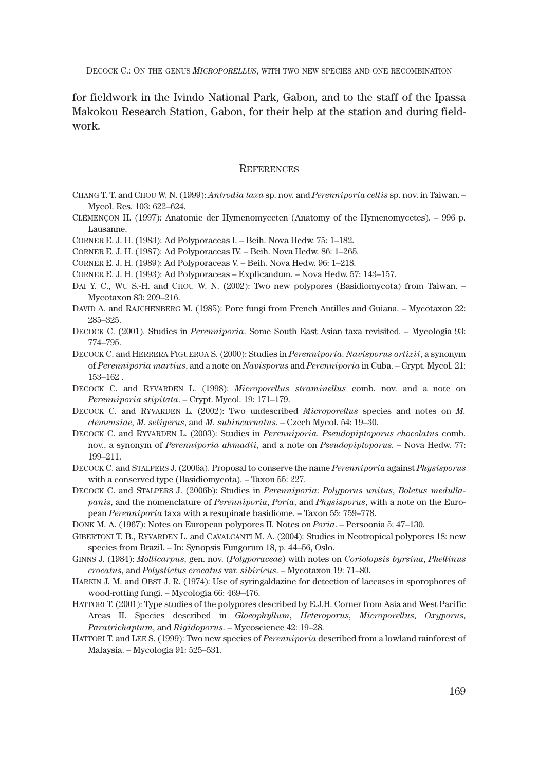for fieldwork in the Ivindo National Park, Gabon, and to the staff of the Ipassa Makokou Research Station, Gabon, for their help at the station and during fieldwork.

## References

CHANG T. T. and CHOU W. N. (1999): *Antrodia taxa* sp. nov. and *Perenniporia celtis* sp. nov. in Taiwan. – Mycol. Res. 103: 622–624.

CLÉMENÇON H. (1997): Anatomie der Hymenomyceten (Anatomy of the Hymenomycetes). – 996 p. Lausanne.

CORNER E. J. H. (1983): Ad Polyporaceas I. – Beih. Nova Hedw. 75: 1–182.

CORNER E. J. H. (1987): Ad Polyporaceas IV. – Beih. Nova Hedw. 86: 1–265.

CORNER E. J. H. (1989): Ad Polyporaceas V. – Beih. Nova Hedw. 96: 1–218.

CORNER E. J. H. (1993): Ad Polyporaceas – Explicandum. – Nova Hedw. 57: 143–157.

DAI Y. C., WU S.-H. and CHOU W. N. (2002): Two new polypores (Basidiomycota) from Taiwan. – Mycotaxon 83: 209–216.

DAVID A. and RAJCHENBERG M. (1985): Pore fungi from French Antilles and Guiana. – Mycotaxon 22: 285–325.

DECOCK C. (2001). Studies in *Perenniporia*. Some South East Asian taxa revisited. – Mycologia 93: 774–795.

DECOCK C. and HERRERA FIGUEROA S. (2000): Studies in *Perenniporia*. *Navisporus ortizii*, a synonym of *Perenniporia martius*, and a note on *Navisporus* and *Perenniporia* in Cuba. – Crypt. Mycol. 21: 153–162 .

DECOCK C. and RYVARDEN L. (1998): *Microporellus straminellus* comb. nov. and a note on *Perenniporia stipitata*. – Crypt. Mycol. 19: 171–179.

DECOCK C. and RYVARDEN L. (2002): Two undescribed *Microporellus* species and notes on *M. clemensiae*, *M. setigerus*, and *M. subincarnatus*. – Czech Mycol. 54: 19–30.

DECOCK C. and RYVARDEN L. (2003): Studies in *Perenniporia*. *Pseudopiptoporus chocolatus* comb. nov., a synonym of *Perenniporia ahmadii*, and a note on *Pseudopiptoporus*. – Nova Hedw. 77: 199–211.

DECOCK C. and STALPERS J. (2006a). Proposal to conserve the name *Perenniporia* against *Physisporus* with a conserved type (Basidiomycota). – Taxon 55: 227.

DECOCK C. and STALPERS J. (2006b): Studies in *Perenniporia*: *Polyporus unitus*, *Boletus medulla-panis*, and the nomenclature of *Perenniporia*, *Poria*, and *Physisporus*, with a note on the European *Perenniporia* taxa with a resupinate basidiome. – Taxon 55: 759–778.

DONK M. A. (1967): Notes on European polypores II. Notes on *Poria*. – Persoonia 5: 47–130.

GIBERTONI T. B., RYVARDEN L. and CAVALCANTI M. A. (2004): Studies in Neotropical polypores 18: new species from Brazil. – In: Synopsis Fungorum 18, p. 44–56, Oslo.

GINNS J. (1984): *Mollicarpus*, gen. nov. (*Polyporaceae*) with notes on *Coriolopsis byrsina*, *Phellinus crocatus*, and *Polystictus crocatus* var. *sibiricus*. – Mycotaxon 19: 71–80.

HARKIN J. M. and OBST J. R. (1974): Use of syringaldazine for detection of laccases in sporophores of wood-rotting fungi. – Mycologia 66: 469–476.

HATTORI T. (2001): Type studies of the polypores described by E.J.H. Corner from Asia and West Pacific Areas II. Species described in *Gloeophyllum*, *Heteroporus*, *Microporellus*, *Oxyporus*, *Paratrichaptum*, and *Rigidoporus*. – Mycoscience 42: 19–28.

HATTORI T. and LEE S. (1999): Two new species of *Perenniporia* described from a lowland rainforest of Malaysia. – Mycologia 91: 525–531.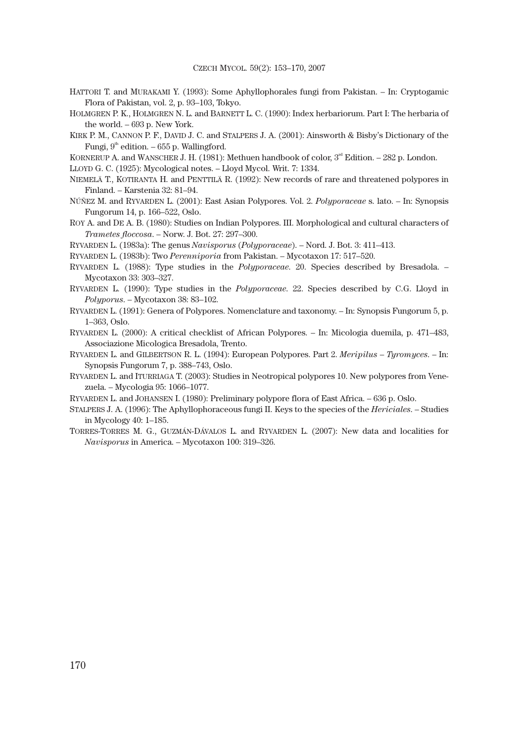HATTORI T. and MURAKAMI Y. (1993): Some Aphyllophorales fungi from Pakistan. – In: Cryptogamic Flora of Pakistan, vol. 2, p. 93–103, Tokyo.

HOLMGREN P. K., HOLMGREN N. L. and BARNETT L. C. (1990): Index herbariorum. Part I: The herbaria of the world. – 693 p. New York.

KIRK P. M., CANNON P. F., DAVID J. C. and STALPERS J. A. (2001): Ainsworth & Bisby's Dictionary of the Fungi, 9th edition. – 655 p. Wallingford.

KORNERUP A. and WANSCHER J. H. (1981): Methuen handbook of color, 3rd Edition. – 282 p. London.

LLOYD G. C. (1925): Mycological notes. – Lloyd Mycol. Writ. 7: 1334.

NIEMELÄ T., KOTIRANTA H. and PENTTILÄ R. (1992): New records of rare and threatened polypores in Finland. – Karstenia 32: 81–94.

NÚÑEZ M. and RYVARDEN L. (2001): East Asian Polypores. Vol. 2. *Polyporaceae* s. lato. – In: Synopsis Fungorum 14, p. 166–522, Oslo.

ROY A. and DE A. B. (1980): Studies on Indian Polypores. III. Morphological and cultural characters of *Trametes floccosa*. – Norw. J. Bot. 27: 297–300.

RYVARDEN L. (1983a): The genus *Navisporus* (*Polyporaceae*). – Nord. J. Bot. 3: 411–413.

RYVARDEN L. (1983b): Two *Perenniporia* from Pakistan. – Mycotaxon 17: 517–520.

RYVARDEN L. (1988): Type studies in the *Polyporaceae*. 20. Species described by Bresadola. – Mycotaxon 33: 303–327.

RYVARDEN L. (1990): Type studies in the *Polyporaceae*. 22. Species described by C.G. Lloyd in *Polyporus*. – Mycotaxon 38: 83–102.

RYVARDEN L. (1991): Genera of Polypores. Nomenclature and taxonomy. – In: Synopsis Fungorum 5, p. 1–363, Oslo.

RYVARDEN L. (2000): A critical checklist of African Polypores. – In: Micologia duemila, p. 471–483, Associazione Micologica Bresadola, Trento.

RYVARDEN L. and GILBERTSON R. L. (1994): European Polypores. Part 2. *Meripilus* – *Tyromyces*. – In: Synopsis Fungorum 7, p. 388–743, Oslo.

RYVARDEN L. and ITURRIAGA T. (2003): Studies in Neotropical polypores 10. New polypores from Venezuela. – Mycologia 95: 1066–1077.

RYVARDEN L. and JOHANSEN I. (1980): Preliminary polypore flora of East Africa. – 636 p. Oslo.

STALPERS J. A. (1996): The Aphyllophoraceous fungi II. Keys to the species of the *Hericiales*. – Studies in Mycology 40: 1–185.

TORRES-TORRES M. G., GUZMÁN-DÁVALOS L. and RYVARDEN L. (2007): New data and localities for *Navisporus* in America. – Mycotaxon 100: 319–326.